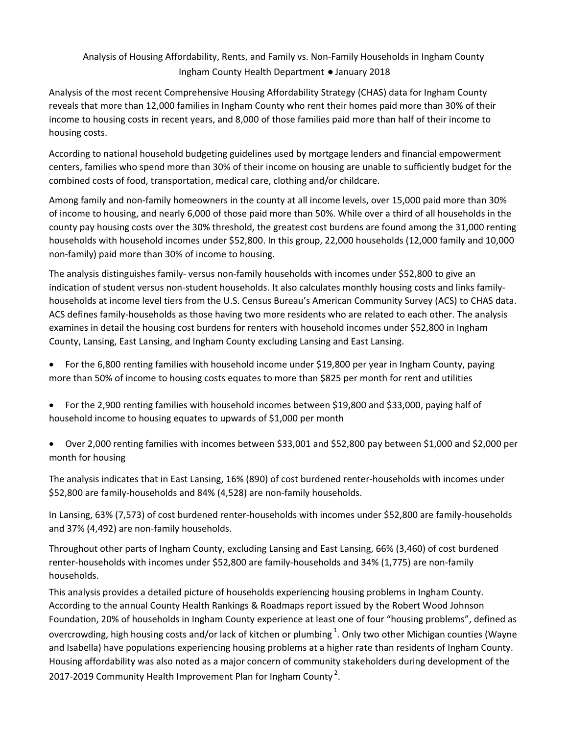# Analysis of Housing Affordability, Rents, and Family vs. Non-Family Households in Ingham County

Ingham County Health Department ● January 2018

Analysis of the most recent Comprehensive Housing Affordability Strategy (CHAS) data for Ingham County reveals that more than 12,000 families in Ingham County who rent their homes paid more than 30% of their income to housing costs in recent years, and 8,000 of those families paid more than half of their income to housing costs.

According to national household budgeting guidelines used by mortgage lenders and financial empowerment centers, families who spend more than 30% of their income on housing are unable to sufficiently budget for the combined costs of food, transportation, medical care, clothing and/or childcare.

Among family and non-family homeowners in the county at all income levels, over 15,000 paid more than 30% of income to housing, and nearly 6,000 of those paid more than 50%. While over a third of all households in the county pay housing costs over the 30% threshold, the greatest cost burdens are found among the 31,000 renting households with household incomes under $52,800. In this group, 22,000 households (12,000 family and 10,000 non-family) paid more than 30% of income to housing.

The analysis distinguishes family- versus non-family households with incomes under $52,800 to give an indication of student versus non-student households. It also calculates monthly housing costs and links family-households at income level tiers from the U.S. Census Bureau's American Community Survey (ACS) to CHAS data. ACS defines family-households as those having two more residents who are related to each other. The analysis examines in detail the housing cost burdens for renters with household incomes under $52,800 in Ingham County, Lansing, East Lansing, and Ingham County excluding Lansing and East Lansing.

- For the 6,800 renting families with household income under $19,800 per year in Ingham County, paying more than 50% of income to housing costs equates to more than $825 per month for rent and utilities
- For the 2,900 renting families with household incomes between $19,800 and $33,000, paying half of household income to housing equates to upwards of $1,000 per month
- Over 2,000 renting families with incomes between $33,001 and $52,800 pay between $1,000 and $2,000 per month for housing

The analysis indicates that in East Lansing, 16% (890) of cost burdened renter-households with incomes under $52,800 are family-households and 84% (4,528) are non-family households.

In Lansing, 63% (7,573) of cost burdened renter-households with incomes under $52,800 are family-households and 37% (4,492) are non-family households.

Throughout other parts of Ingham County, excluding Lansing and East Lansing, 66% (3,460) of cost burdened renter-households with incomes under $52,800 are family-households and 34% (1,775) are non-family households.

This analysis provides a detailed picture of households experiencing housing problems in Ingham County. According to the annual County Health Rankings & Roadmaps report issued by the Robert Wood Johnson Foundation, 20% of households in Ingham County experience at least one of four "housing problems", defined as overcrowding, high housing costs and/or lack of kitchen or plumbing [1]. Only two other Michigan counties (Wayne and Isabella) have populations experiencing housing problems at a higher rate than residents of Ingham County. Housing affordability was also noted as a major concern of community stakeholders during development of the 2017-2019 Community Health Improvement Plan for Ingham County [2].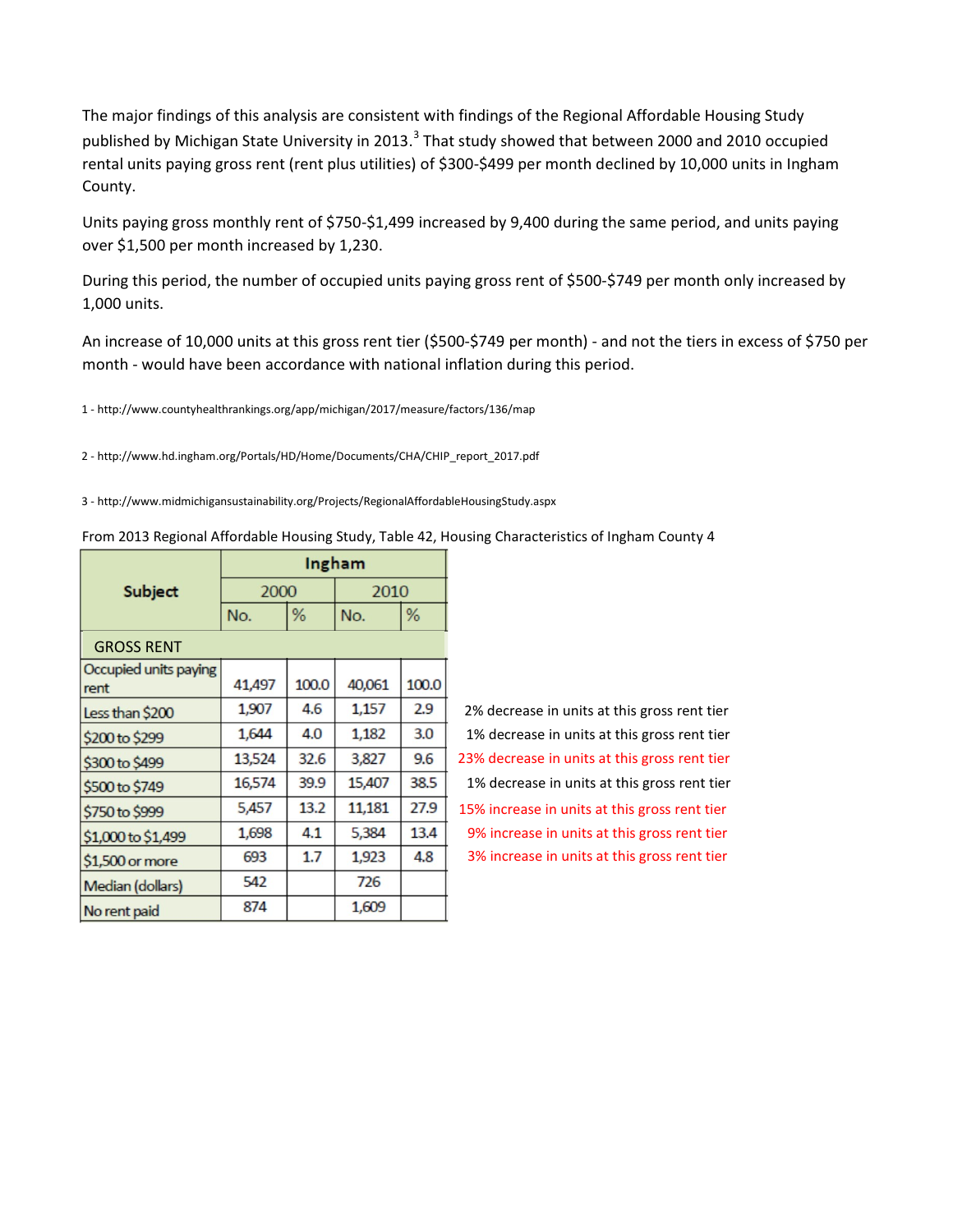The major findings of this analysis are consistent with findings of the Regional Affordable Housing Study published by Michigan State University in 2013.[3] That study showed that between 2000 and 2010 occupied rental units paying gross rent (rent plus utilities) of $300-$499 per month declined by 10,000 units in Ingham County.

Units paying gross monthly rent of $750-$1,499 increased by 9,400 during the same period, and units paying over $1,500 per month increased by 1,230.

During this period, the number of occupied units paying gross rent of $500-$749 per month only increased by 1,000 units.

An increase of 10,000 units at this gross rent tier ($500-$749 per month) - and not the tiers in excess of $750 per month - would have been accordance with national inflation during this period.

1 - http://www.countyhealthrankings.org/app/michigan/2017/measure/factors/136/map

2 - http://www.hd.ingham.org/Portals/HD/Home/Documents/CHA/CHIP_report_2017.pdf

3 - http://www.midmichigansustainability.org/Projects/RegionalAffordableHousingStudy.aspx

From 2013 Regional Affordable Housing Study, Table 42, Housing Characteristics of Ingham County 4

| Subject | Ingham | | | | |
|---|---|---|---|---|---|
| | 2000 | | 2010 | | |
| | No. | % | No. | % | |
| **GROSS RENT** | | | | | |
| Occupied units paying rent | 41,497 | 100.0 | 40,061 | 100.0 | |
| Less than $200 | 1,907 | 4.6 | 1,157 | 2.9 | 2% decrease in units at this gross rent tier |
| $200 to $299 | 1,644 | 4.0 | 1,182 | 3.0 | 1% decrease in units at this gross rent tier |
| $300 to $499 | 13,524 | 32.6 | 3,827 | 9.6 | 23% decrease in units at this gross rent tier |
| $500 to $749 | 16,574 | 39.9 | 15,407 | 38.5 | 1% decrease in units at this gross rent tier |
| $750 to $999 | 5,457 | 13.2 | 11,181 | 27.9 | 15% increase in units at this gross rent tier |
| $1,000 to $1,499 | 1,698 | 4.1 | 5,384 | 13.4 | 9% increase in units at this gross rent tier |
| $1,500 or more | 693 | 1.7 | 1,923 | 4.8 | 3% increase in units at this gross rent tier |
| Median (dollars) | 542 | | 726 | | |
| No rent paid | 874 | | 1,609 | | |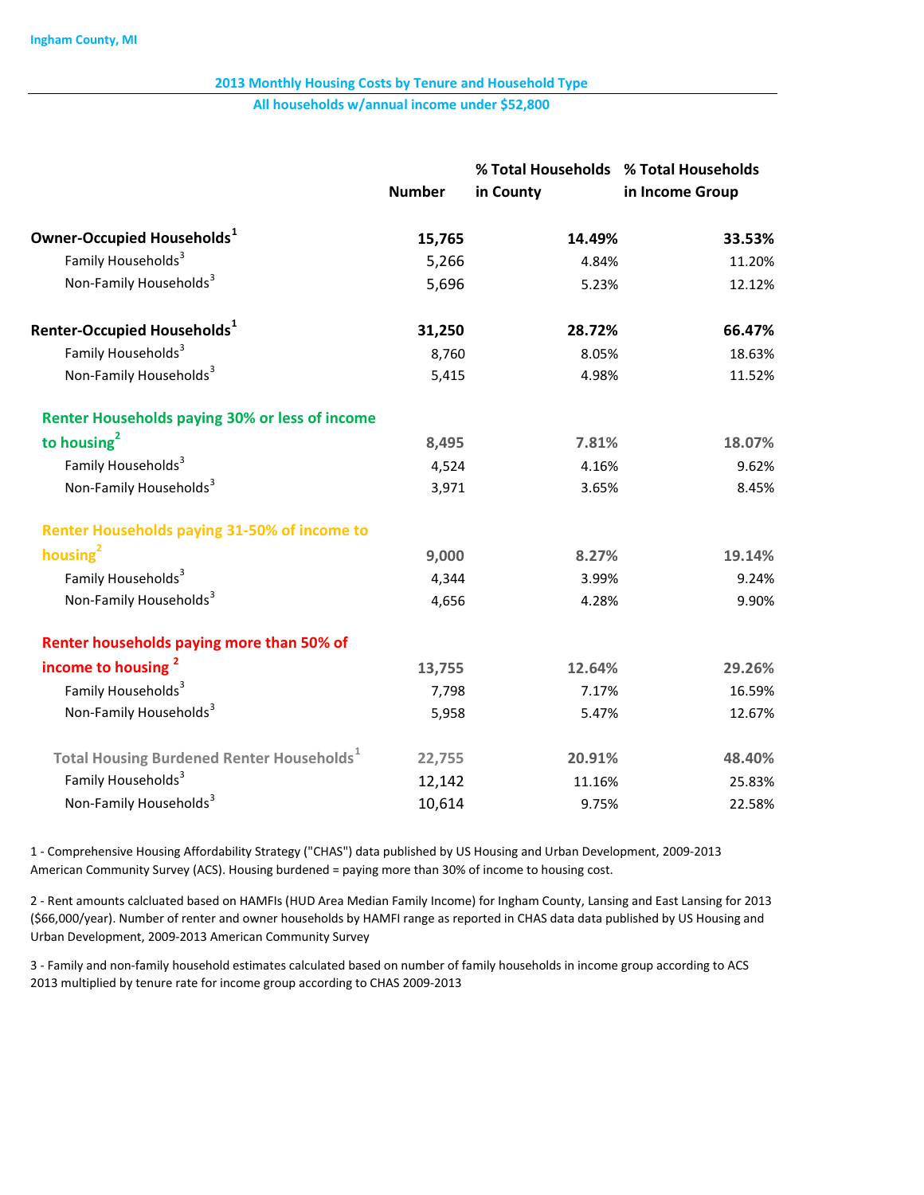Ingham County, MI

## 2013 Monthly Housing Costs by Tenure and Household Type

### All households w/annual income under $52,800

| | Number | % Total Households in County | % Total Households in Income Group |
|---|---|---|---|
| **Owner-Occupied Households[1]** | **15,765** | **14.49%** | **33.53%** |
| Family Households[3] | 5,266 | 4.84% | 11.20% |
| Non-Family Households[3] | 5,696 | 5.23% | 12.12% |
| **Renter-Occupied Households[1]** | **31,250** | **28.72%** | **66.47%** |
| Family Households[3] | 8,760 | 8.05% | 18.63% |
| Non-Family Households[3] | 5,415 | 4.98% | 11.52% |
| **Renter Households paying 30% or less of income to housing[2]** | **8,495** | **7.81%** | **18.07%** |
| Family Households[3] | 4,524 | 4.16% | 9.62% |
| Non-Family Households[3] | 3,971 | 3.65% | 8.45% |
| **Renter Households paying 31-50% of income to housing[2]** | **9,000** | **8.27%** | **19.14%** |
| Family Households[3] | 4,344 | 3.99% | 9.24% |
| Non-Family Households[3] | 4,656 | 4.28% | 9.90% |
| **Renter households paying more than 50% of income to housing[2]** | **13,755** | **12.64%** | **29.26%** |
| Family Households[3] | 7,798 | 7.17% | 16.59% |
| Non-Family Households[3] | 5,958 | 5.47% | 12.67% |
| **Total Housing Burdened Renter Households[1]** | **22,755** | **20.91%** | **48.40%** |
| Family Households[3] | 12,142 | 11.16% | 25.83% |
| Non-Family Households[3] | 10,614 | 9.75% | 22.58% |

1 - Comprehensive Housing Affordability Strategy ("CHAS") data published by US Housing and Urban Development, 2009-2013 American Community Survey (ACS). Housing burdened = paying more than 30% of income to housing cost.

2 - Rent amounts calcluated based on HAMFIs (HUD Area Median Family Income) for Ingham County, Lansing and East Lansing for 2013 ($66,000/year). Number of renter and owner households by HAMFI range as reported in CHAS data data published by US Housing and Urban Development, 2009-2013 American Community Survey

3 - Family and non-family household estimates calculated based on number of family households in income group according to ACS 2013 multiplied by tenure rate for income group according to CHAS 2009-2013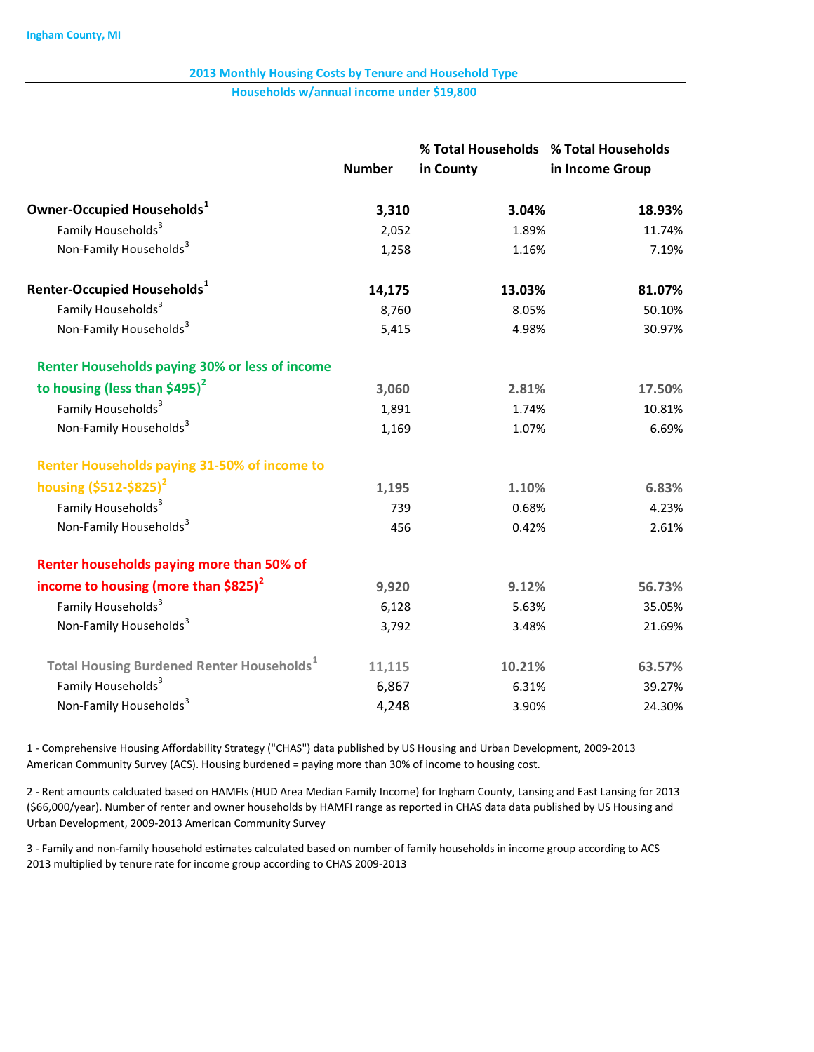Ingham County, MI

## 2013 Monthly Housing Costs by Tenure and Household Type

### Households w/annual income under $19,800

| | Number | % Total Households in County | % Total Households in Income Group |
|---|---|---|---|
| **Owner-Occupied Households[1]** | **3,310** | **3.04%** | **18.93%** |
| Family Households[3] | 2,052 | 1.89% | 11.74% |
| Non-Family Households[3] | 1,258 | 1.16% | 7.19% |
| **Renter-Occupied Households[1]** | **14,175** | **13.03%** | **81.07%** |
| Family Households[3] | 8,760 | 8.05% | 50.10% |
| Non-Family Households[3] | 5,415 | 4.98% | 30.97% |
| **Renter Households paying 30% or less of income to housing (less than $495)[2]** | **3,060** | **2.81%** | **17.50%** |
| Family Households[3] | 1,891 | 1.74% | 10.81% |
| Non-Family Households[3] | 1,169 | 1.07% | 6.69% |
| **Renter Households paying 31-50% of income to housing ($512-$825)[2]** | **1,195** | **1.10%** | **6.83%** |
| Family Households[3] | 739 | 0.68% | 4.23% |
| Non-Family Households[3] | 456 | 0.42% | 2.61% |
| **Renter households paying more than 50% of income to housing (more than $825)[2]** | **9,920** | **9.12%** | **56.73%** |
| Family Households[3] | 6,128 | 5.63% | 35.05% |
| Non-Family Households[3] | 3,792 | 3.48% | 21.69% |
| **Total Housing Burdened Renter Households[1]** | **11,115** | **10.21%** | **63.57%** |
| Family Households[3] | 6,867 | 6.31% | 39.27% |
| Non-Family Households[3] | 4,248 | 3.90% | 24.30% |

1 - Comprehensive Housing Affordability Strategy ("CHAS") data published by US Housing and Urban Development, 2009-2013 American Community Survey (ACS). Housing burdened = paying more than 30% of income to housing cost.

2 - Rent amounts calcluated based on HAMFIs (HUD Area Median Family Income) for Ingham County, Lansing and East Lansing for 2013 ($66,000/year). Number of renter and owner households by HAMFI range as reported in CHAS data data published by US Housing and Urban Development, 2009-2013 American Community Survey

3 - Family and non-family household estimates calculated based on number of family households in income group according to ACS 2013 multiplied by tenure rate for income group according to CHAS 2009-2013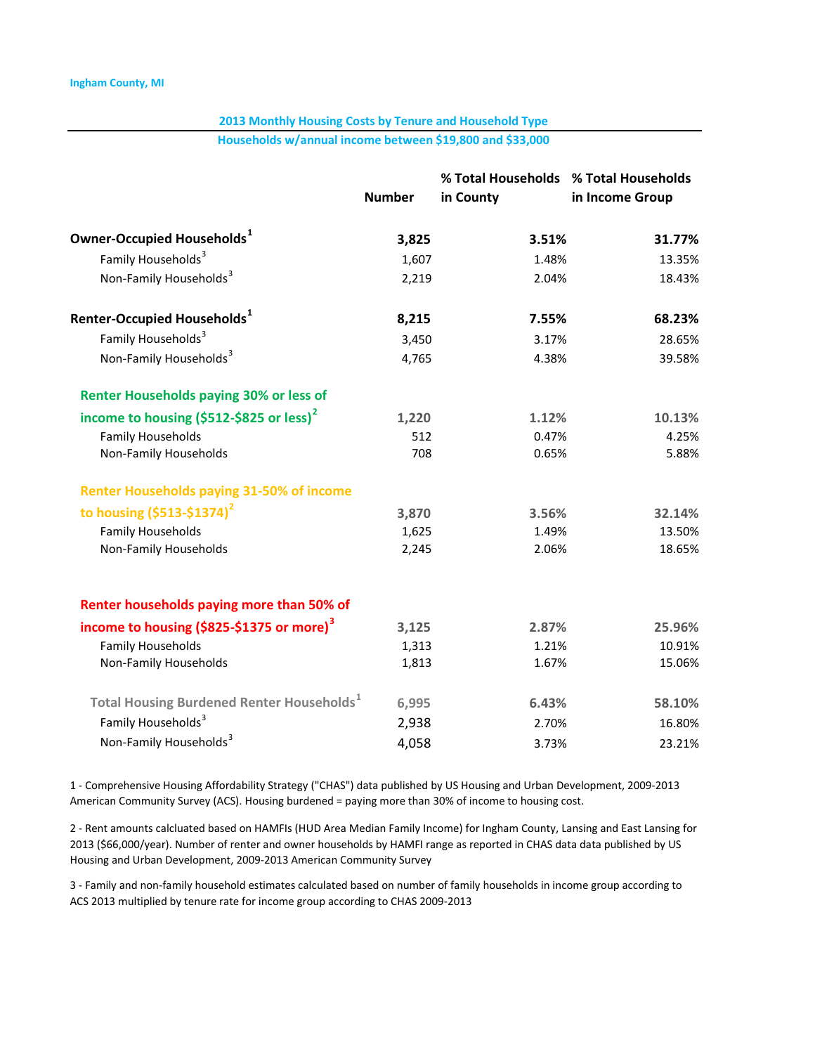Ingham County, MI

## 2013 Monthly Housing Costs by Tenure and Household Type

### Households w/annual income between $19,800 and $33,000

| | Number | % Total Households in County | % Total Households in Income Group |
|---|---|---|---|
| **Owner-Occupied Households[1]** | **3,825** | **3.51%** | **31.77%** |
| Family Households[3] | 1,607 | 1.48% | 13.35% |
| Non-Family Households[3] | 2,219 | 2.04% | 18.43% |
| **Renter-Occupied Households[1]** | **8,215** | **7.55%** | **68.23%** |
| Family Households[3] | 3,450 | 3.17% | 28.65% |
| Non-Family Households[3] | 4,765 | 4.38% | 39.58% |
| **Renter Households paying 30% or less of income to housing ($512-$825 or less)[2]** | **1,220** | **1.12%** | **10.13%** |
| Family Households | 512 | 0.47% | 4.25% |
| Non-Family Households | 708 | 0.65% | 5.88% |
| **Renter Households paying 31-50% of income to housing ($513-$1374)[2]** | **3,870** | **3.56%** | **32.14%** |
| Family Households | 1,625 | 1.49% | 13.50% |
| Non-Family Households | 2,245 | 2.06% | 18.65% |
| **Renter households paying more than 50% of income to housing ($825-$1375 or more)[3]** | **3,125** | **2.87%** | **25.96%** |
| Family Households | 1,313 | 1.21% | 10.91% |
| Non-Family Households | 1,813 | 1.67% | 15.06% |
| **Total Housing Burdened Renter Households[1]** | **6,995** | **6.43%** | **58.10%** |
| Family Households[3] | 2,938 | 2.70% | 16.80% |
| Non-Family Households[3] | 4,058 | 3.73% | 23.21% |

1 - Comprehensive Housing Affordability Strategy ("CHAS") data published by US Housing and Urban Development, 2009-2013 American Community Survey (ACS). Housing burdened = paying more than 30% of income to housing cost.

2 - Rent amounts calcluated based on HAMFIs (HUD Area Median Family Income) for Ingham County, Lansing and East Lansing for 2013 ($66,000/year). Number of renter and owner households by HAMFI range as reported in CHAS data data published by US Housing and Urban Development, 2009-2013 American Community Survey

3 - Family and non-family household estimates calculated based on number of family households in income group according to ACS 2013 multiplied by tenure rate for income group according to CHAS 2009-2013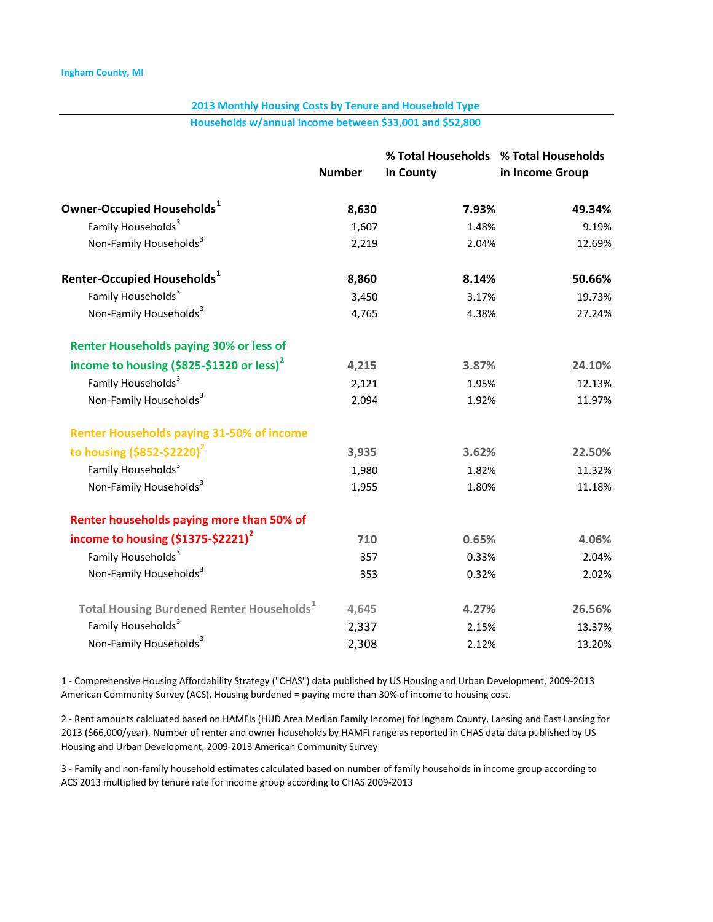Ingham County, MI

## 2013 Monthly Housing Costs by Tenure and Household Type

### Households w/annual income between $33,001 and $52,800

| | Number | % Total Households in County | % Total Households in Income Group |
|---|---|---|---|
| **Owner-Occupied Households**[1] | **8,630** | **7.93%** | **49.34%** |
| Family Households[3] | 1,607 | 1.48% | 9.19% |
| Non-Family Households[3] | 2,219 | 2.04% | 12.69% |
| **Renter-Occupied Households**[1] | **8,860** | **8.14%** | **50.66%** |
| Family Households[3] | 3,450 | 3.17% | 19.73% |
| Non-Family Households[3] | 4,765 | 4.38% | 27.24% |
| **Renter Households paying 30% or less of income to housing ($825-$1320 or less)**[2] | **4,215** | **3.87%** | **24.10%** |
| Family Households[3] | 2,121 | 1.95% | 12.13% |
| Non-Family Households[3] | 2,094 | 1.92% | 11.97% |
| **Renter Households paying 31-50% of income to housing ($852-$2220)**[2] | **3,935** | **3.62%** | **22.50%** |
| Family Households[3] | 1,980 | 1.82% | 11.32% |
| Non-Family Households[3] | 1,955 | 1.80% | 11.18% |
| **Renter households paying more than 50% of income to housing ($1375-$2221)**[2] | **710** | **0.65%** | **4.06%** |
| Family Households[3] | 357 | 0.33% | 2.04% |
| Non-Family Households[3] | 353 | 0.32% | 2.02% |
| **Total Housing Burdened Renter Households**[1] | **4,645** | **4.27%** | **26.56%** |
| Family Households[3] | 2,337 | 2.15% | 13.37% |
| Non-Family Households[3] | 2,308 | 2.12% | 13.20% |

1 - Comprehensive Housing Affordability Strategy ("CHAS") data published by US Housing and Urban Development, 2009-2013 American Community Survey (ACS). Housing burdened = paying more than 30% of income to housing cost.

2 - Rent amounts calcluated based on HAMFIs (HUD Area Median Family Income) for Ingham County, Lansing and East Lansing for 2013 ($66,000/year). Number of renter and owner households by HAMFI range as reported in CHAS data data published by US Housing and Urban Development, 2009-2013 American Community Survey

3 - Family and non-family household estimates calculated based on number of family households in income group according to ACS 2013 multiplied by tenure rate for income group according to CHAS 2009-2013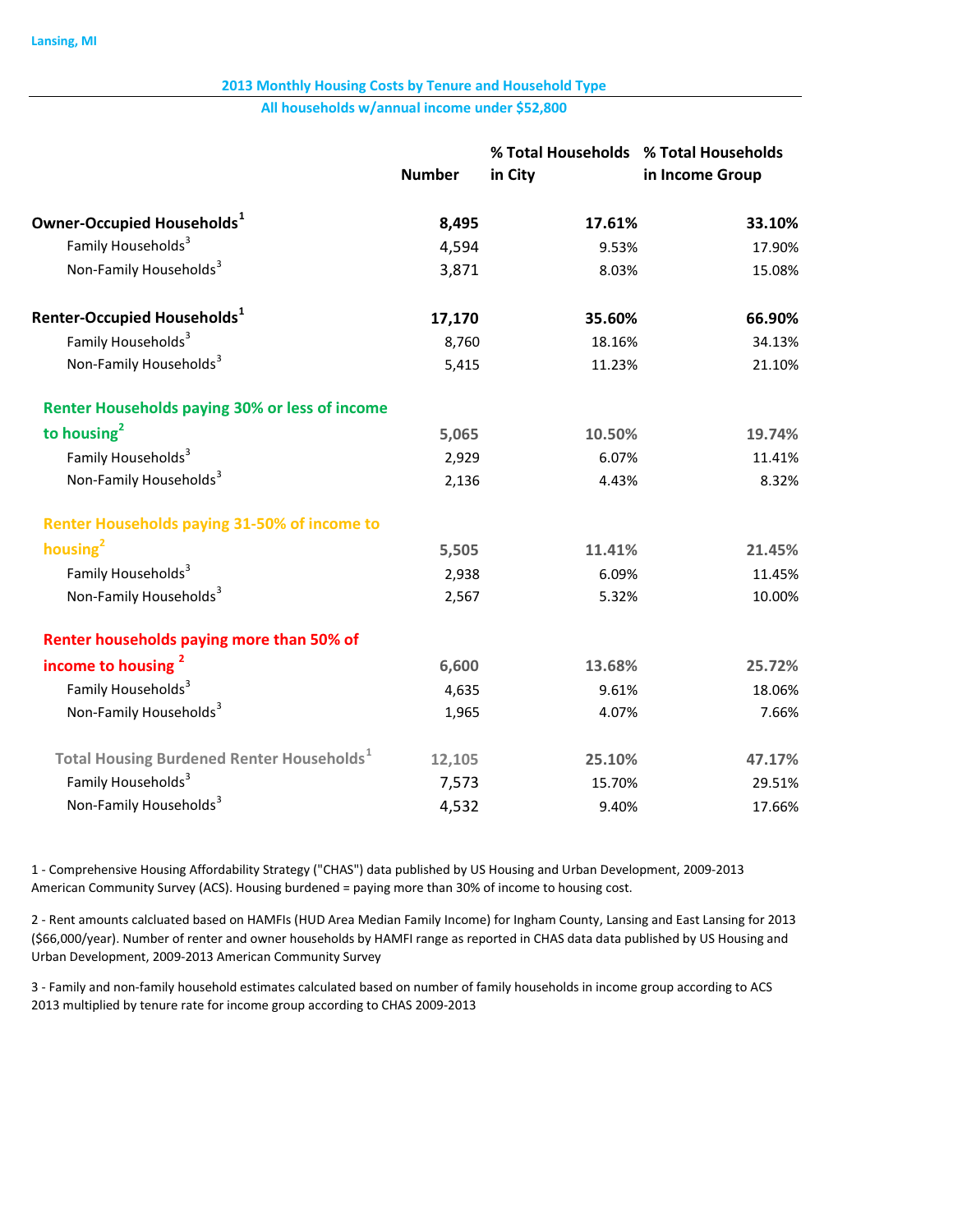Lansing, MI

## 2013 Monthly Housing Costs by Tenure and Household Type

### All households w/annual income under $52,800

| | Number | % Total Households in City | % Total Households in Income Group |
|---|---|---|---|
| **Owner-Occupied Households[1]** | **8,495** | **17.61%** | **33.10%** |
| Family Households[3] | 4,594 | 9.53% | 17.90% |
| Non-Family Households[3] | 3,871 | 8.03% | 15.08% |
| **Renter-Occupied Households[1]** | **17,170** | **35.60%** | **66.90%** |
| Family Households[3] | 8,760 | 18.16% | 34.13% |
| Non-Family Households[3] | 5,415 | 11.23% | 21.10% |
| **Renter Households paying 30% or less of income to housing[2]** | **5,065** | **10.50%** | **19.74%** |
| Family Households[3] | 2,929 | 6.07% | 11.41% |
| Non-Family Households[3] | 2,136 | 4.43% | 8.32% |
| **Renter Households paying 31-50% of income to housing[2]** | **5,505** | **11.41%** | **21.45%** |
| Family Households[3] | 2,938 | 6.09% | 11.45% |
| Non-Family Households[3] | 2,567 | 5.32% | 10.00% |
| **Renter households paying more than 50% of income to housing [2]** | **6,600** | **13.68%** | **25.72%** |
| Family Households[3] | 4,635 | 9.61% | 18.06% |
| Non-Family Households[3] | 1,965 | 4.07% | 7.66% |
| **Total Housing Burdened Renter Households[1]** | **12,105** | **25.10%** | **47.17%** |
| Family Households[3] | 7,573 | 15.70% | 29.51% |
| Non-Family Households[3] | 4,532 | 9.40% | 17.66% |

1 - Comprehensive Housing Affordability Strategy ("CHAS") data published by US Housing and Urban Development, 2009-2013 American Community Survey (ACS). Housing burdened = paying more than 30% of income to housing cost.

2 - Rent amounts calcluated based on HAMFIs (HUD Area Median Family Income) for Ingham County, Lansing and East Lansing for 2013 ($66,000/year). Number of renter and owner households by HAMFI range as reported in CHAS data data published by US Housing and Urban Development, 2009-2013 American Community Survey

3 - Family and non-family household estimates calculated based on number of family households in income group according to ACS 2013 multiplied by tenure rate for income group according to CHAS 2009-2013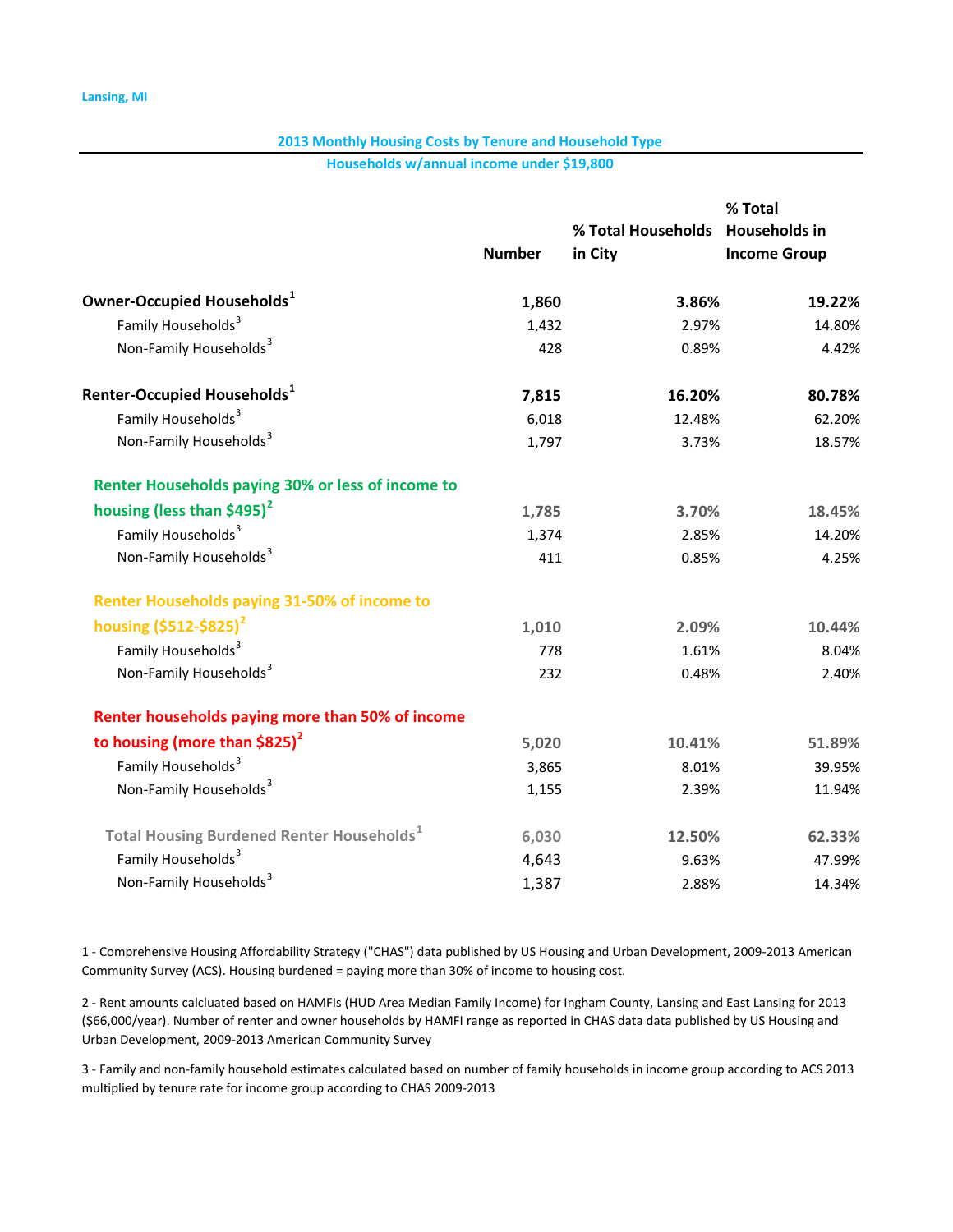Lansing, MI

## 2013 Monthly Housing Costs by Tenure and Household Type

### Households w/annual income under $19,800

| | Number | % Total Households in City | % Total Households in Income Group |
|---|---|---|---|
| **Owner-Occupied Households[1]** | **1,860** | **3.86%** | **19.22%** |
| Family Households[3] | 1,432 | 2.97% | 14.80% |
| Non-Family Households[3] | 428 | 0.89% | 4.42% |
| **Renter-Occupied Households[1]** | **7,815** | **16.20%** | **80.78%** |
| Family Households[3] | 6,018 | 12.48% | 62.20% |
| Non-Family Households[3] | 1,797 | 3.73% | 18.57% |
| **Renter Households paying 30% or less of income to housing (less than $495)[2]** | **1,785** | **3.70%** | **18.45%** |
| Family Households[3] | 1,374 | 2.85% | 14.20% |
| Non-Family Households[3] | 411 | 0.85% | 4.25% |
| **Renter Households paying 31-50% of income to housing ($512-$825)[2]** | **1,010** | **2.09%** | **10.44%** |
| Family Households[3] | 778 | 1.61% | 8.04% |
| Non-Family Households[3] | 232 | 0.48% | 2.40% |
| **Renter households paying more than 50% of income to housing (more than $825)[2]** | **5,020** | **10.41%** | **51.89%** |
| Family Households[3] | 3,865 | 8.01% | 39.95% |
| Non-Family Households[3] | 1,155 | 2.39% | 11.94% |
| **Total Housing Burdened Renter Households[1]** | **6,030** | **12.50%** | **62.33%** |
| Family Households[3] | 4,643 | 9.63% | 47.99% |
| Non-Family Households[3] | 1,387 | 2.88% | 14.34% |

1 - Comprehensive Housing Affordability Strategy ("CHAS") data published by US Housing and Urban Development, 2009-2013 American Community Survey (ACS). Housing burdened = paying more than 30% of income to housing cost.

2 - Rent amounts calcluated based on HAMFIs (HUD Area Median Family Income) for Ingham County, Lansing and East Lansing for 2013 ($66,000/year). Number of renter and owner households by HAMFI range as reported in CHAS data data published by US Housing and Urban Development, 2009-2013 American Community Survey

3 - Family and non-family household estimates calculated based on number of family households in income group according to ACS 2013 multiplied by tenure rate for income group according to CHAS 2009-2013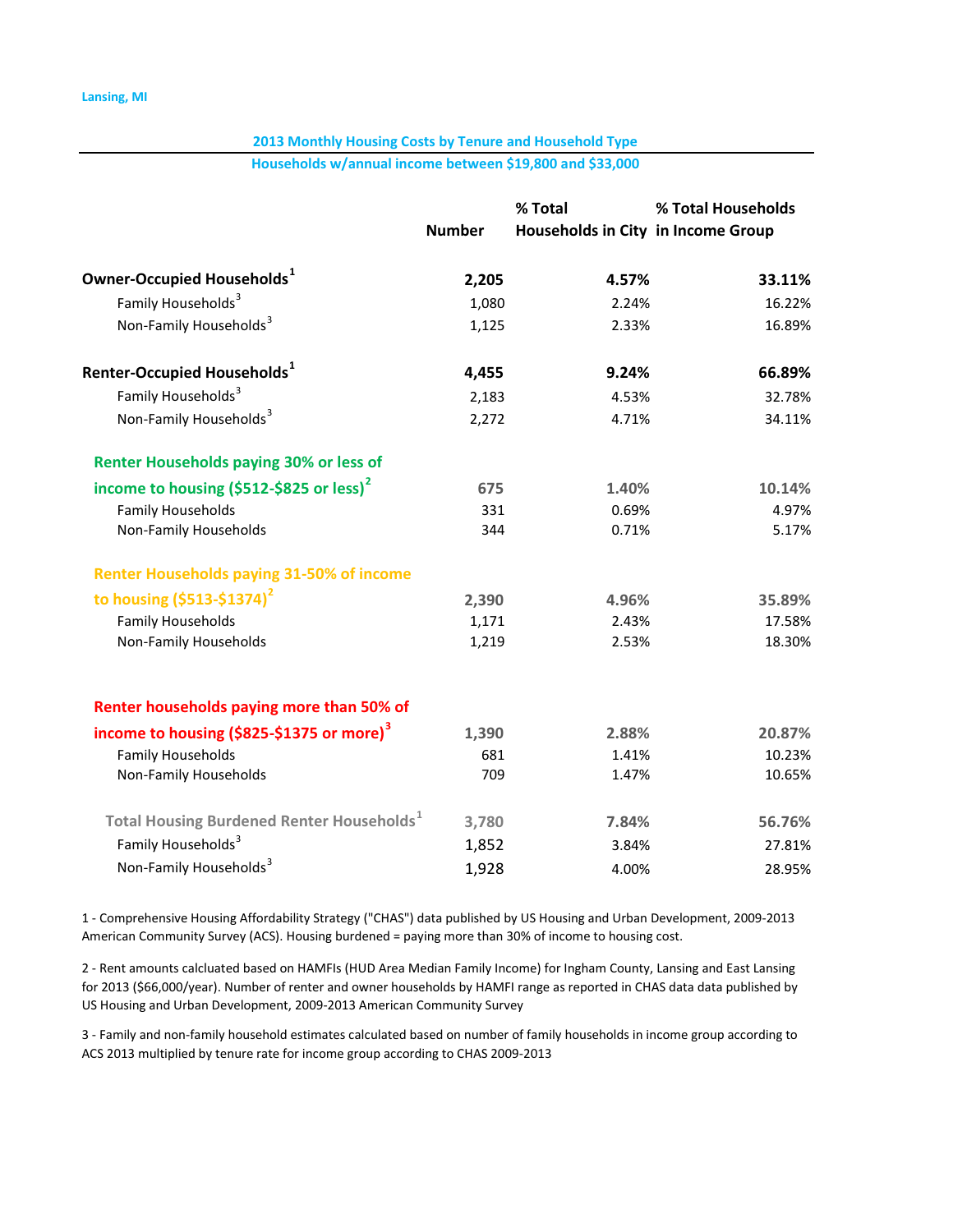Lansing, MI

## 2013 Monthly Housing Costs by Tenure and Household Type

### Households w/annual income between $19,800 and $33,000

| | Number | % Total Households in City | % Total Households in Income Group |
|---|---|---|---|
| **Owner-Occupied Households[1]** | **2,205** | **4.57%** | **33.11%** |
| Family Households[3] | 1,080 | 2.24% | 16.22% |
| Non-Family Households[3] | 1,125 | 2.33% | 16.89% |
| **Renter-Occupied Households[1]** | **4,455** | **9.24%** | **66.89%** |
| Family Households[3] | 2,183 | 4.53% | 32.78% |
| Non-Family Households[3] | 2,272 | 4.71% | 34.11% |
| **Renter Households paying 30% or less of income to housing ($512-$825 or less)[2]** | **675** | **1.40%** | **10.14%** |
| Family Households | 331 | 0.69% | 4.97% |
| Non-Family Households | 344 | 0.71% | 5.17% |
| **Renter Households paying 31-50% of income to housing ($513-$1374)[2]** | **2,390** | **4.96%** | **35.89%** |
| Family Households | 1,171 | 2.43% | 17.58% |
| Non-Family Households | 1,219 | 2.53% | 18.30% |
| **Renter households paying more than 50% of income to housing ($825-$1375 or more)[3]** | **1,390** | **2.88%** | **20.87%** |
| Family Households | 681 | 1.41% | 10.23% |
| Non-Family Households | 709 | 1.47% | 10.65% |
| **Total Housing Burdened Renter Households[1]** | **3,780** | **7.84%** | **56.76%** |
| Family Households[3] | 1,852 | 3.84% | 27.81% |
| Non-Family Households[3] | 1,928 | 4.00% | 28.95% |

1 - Comprehensive Housing Affordability Strategy ("CHAS") data published by US Housing and Urban Development, 2009-2013 American Community Survey (ACS). Housing burdened = paying more than 30% of income to housing cost.

2 - Rent amounts calcluated based on HAMFIs (HUD Area Median Family Income) for Ingham County, Lansing and East Lansing for 2013 ($66,000/year). Number of renter and owner households by HAMFI range as reported in CHAS data data published by US Housing and Urban Development, 2009-2013 American Community Survey

3 - Family and non-family household estimates calculated based on number of family households in income group according to ACS 2013 multiplied by tenure rate for income group according to CHAS 2009-2013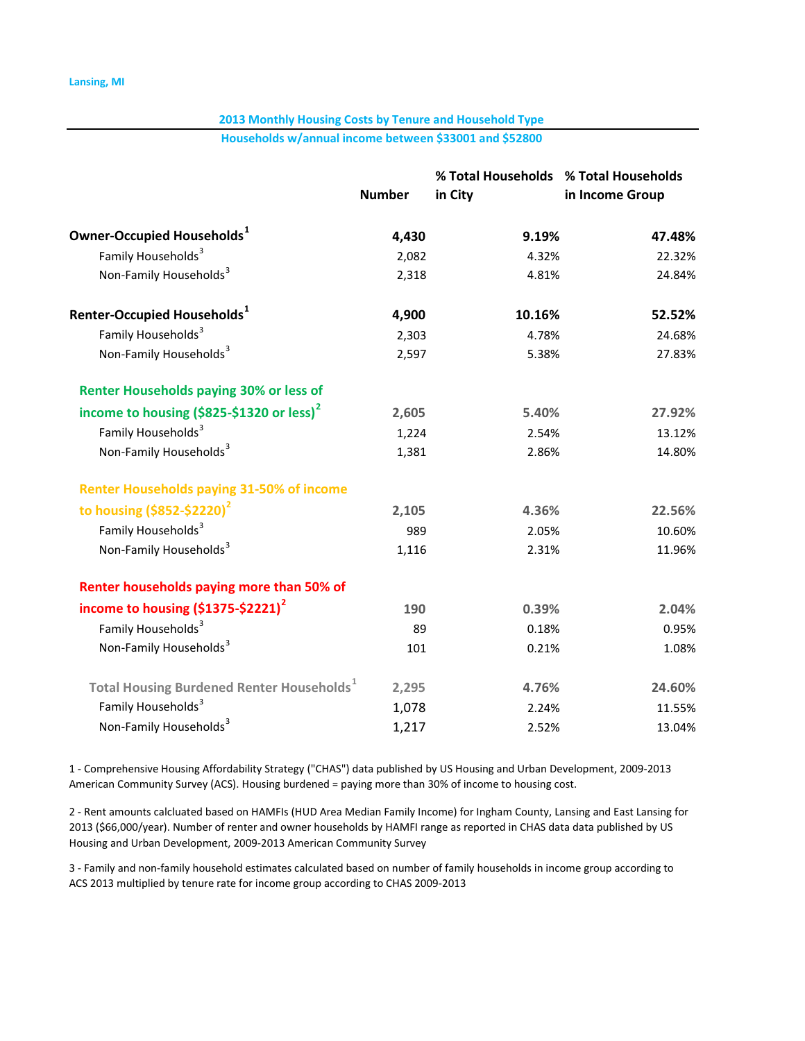Lansing, MI

## 2013 Monthly Housing Costs by Tenure and Household Type

### Households w/annual income between $33001 and $52800

| | Number | % Total Households in City | % Total Households in Income Group |
|---|---|---|---|
| **Owner-Occupied Households[1]** | **4,430** | **9.19%** | **47.48%** |
| Family Households[3] | 2,082 | 4.32% | 22.32% |
| Non-Family Households[3] | 2,318 | 4.81% | 24.84% |
| **Renter-Occupied Households[1]** | **4,900** | **10.16%** | **52.52%** |
| Family Households[3] | 2,303 | 4.78% | 24.68% |
| Non-Family Households[3] | 2,597 | 5.38% | 27.83% |
| **Renter Households paying 30% or less of income to housing ($825-$1320 or less)[2]** | **2,605** | **5.40%** | **27.92%** |
| Family Households[3] | 1,224 | 2.54% | 13.12% |
| Non-Family Households[3] | 1,381 | 2.86% | 14.80% |
| **Renter Households paying 31-50% of income to housing ($852-$2220)[2]** | **2,105** | **4.36%** | **22.56%** |
| Family Households[3] | 989 | 2.05% | 10.60% |
| Non-Family Households[3] | 1,116 | 2.31% | 11.96% |
| **Renter households paying more than 50% of income to housing ($1375-$2221)[2]** | **190** | **0.39%** | **2.04%** |
| Family Households[3] | 89 | 0.18% | 0.95% |
| Non-Family Households[3] | 101 | 0.21% | 1.08% |
| **Total Housing Burdened Renter Households[1]** | **2,295** | **4.76%** | **24.60%** |
| Family Households[3] | 1,078 | 2.24% | 11.55% |
| Non-Family Households[3] | 1,217 | 2.52% | 13.04% |

1 - Comprehensive Housing Affordability Strategy ("CHAS") data published by US Housing and Urban Development, 2009-2013 American Community Survey (ACS). Housing burdened = paying more than 30% of income to housing cost.

2 - Rent amounts calcluated based on HAMFIs (HUD Area Median Family Income) for Ingham County, Lansing and East Lansing for 2013 ($66,000/year). Number of renter and owner households by HAMFI range as reported in CHAS data data published by US Housing and Urban Development, 2009-2013 American Community Survey

3 - Family and non-family household estimates calculated based on number of family households in income group according to ACS 2013 multiplied by tenure rate for income group according to CHAS 2009-2013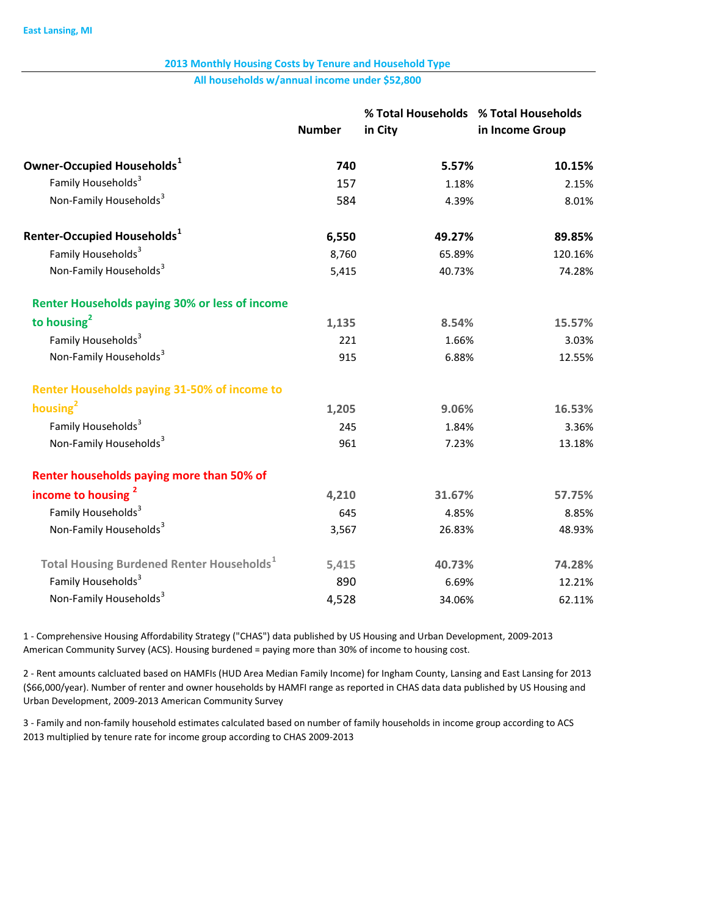East Lansing, MI

## 2013 Monthly Housing Costs by Tenure and Household Type

### All households w/annual income under $52,800

| | Number | % Total Households in City | % Total Households in Income Group |
|---|---|---|---|
| **Owner-Occupied Households[1]** | **740** | **5.57%** | **10.15%** |
| Family Households[3] | 157 | 1.18% | 2.15% |
| Non-Family Households[3] | 584 | 4.39% | 8.01% |
| **Renter-Occupied Households[1]** | **6,550** | **49.27%** | **89.85%** |
| Family Households[3] | 8,760 | 65.89% | 120.16% |
| Non-Family Households[3] | 5,415 | 40.73% | 74.28% |
| **Renter Households paying 30% or less of income to housing[2]** | **1,135** | **8.54%** | **15.57%** |
| Family Households[3] | 221 | 1.66% | 3.03% |
| Non-Family Households[3] | 915 | 6.88% | 12.55% |
| **Renter Households paying 31-50% of income to housing[2]** | **1,205** | **9.06%** | **16.53%** |
| Family Households[3] | 245 | 1.84% | 3.36% |
| Non-Family Households[3] | 961 | 7.23% | 13.18% |
| **Renter households paying more than 50% of income to housing [2]** | **4,210** | **31.67%** | **57.75%** |
| Family Households[3] | 645 | 4.85% | 8.85% |
| Non-Family Households[3] | 3,567 | 26.83% | 48.93% |
| **Total Housing Burdened Renter Households[1]** | **5,415** | **40.73%** | **74.28%** |
| Family Households[3] | 890 | 6.69% | 12.21% |
| Non-Family Households[3] | 4,528 | 34.06% | 62.11% |

1 - Comprehensive Housing Affordability Strategy ("CHAS") data published by US Housing and Urban Development, 2009-2013 American Community Survey (ACS). Housing burdened = paying more than 30% of income to housing cost.

2 - Rent amounts calcluated based on HAMFIs (HUD Area Median Family Income) for Ingham County, Lansing and East Lansing for 2013 ($66,000/year). Number of renter and owner households by HAMFI range as reported in CHAS data data published by US Housing and Urban Development, 2009-2013 American Community Survey

3 - Family and non-family household estimates calculated based on number of family households in income group according to ACS 2013 multiplied by tenure rate for income group according to CHAS 2009-2013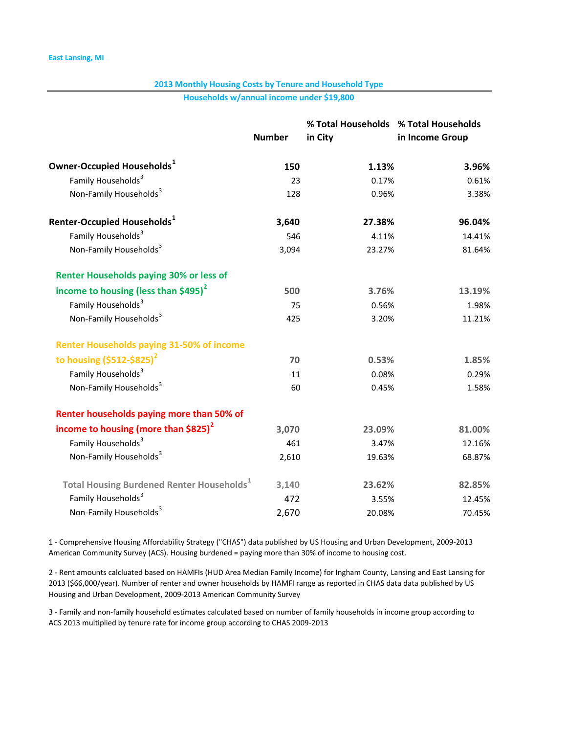East Lansing, MI

## 2013 Monthly Housing Costs by Tenure and Household Type
### Households w/annual income under $19,800

| | Number | % Total Households in City | % Total Households in Income Group |
|---|---|---|---|
| **Owner-Occupied Households[1]** | **150** | **1.13%** | **3.96%** |
| Family Households[3] | 23 | 0.17% | 0.61% |
| Non-Family Households[3] | 128 | 0.96% | 3.38% |
| **Renter-Occupied Households[1]** | **3,640** | **27.38%** | **96.04%** |
| Family Households[3] | 546 | 4.11% | 14.41% |
| Non-Family Households[3] | 3,094 | 23.27% | 81.64% |
| **Renter Households paying 30% or less of income to housing (less than $495)[2]** | **500** | **3.76%** | **13.19%** |
| Family Households[3] | 75 | 0.56% | 1.98% |
| Non-Family Households[3] | 425 | 3.20% | 11.21% |
| **Renter Households paying 31-50% of income to housing ($512-$825)[2]** | **70** | **0.53%** | **1.85%** |
| Family Households[3] | 11 | 0.08% | 0.29% |
| Non-Family Households[3] | 60 | 0.45% | 1.58% |
| **Renter households paying more than 50% of income to housing (more than $825)[2]** | **3,070** | **23.09%** | **81.00%** |
| Family Households[3] | 461 | 3.47% | 12.16% |
| Non-Family Households[3] | 2,610 | 19.63% | 68.87% |
| **Total Housing Burdened Renter Households[1]** | **3,140** | **23.62%** | **82.85%** |
| Family Households[3] | 472 | 3.55% | 12.45% |
| Non-Family Households[3] | 2,670 | 20.08% | 70.45% |

1 - Comprehensive Housing Affordability Strategy ("CHAS") data published by US Housing and Urban Development, 2009-2013 American Community Survey (ACS). Housing burdened = paying more than 30% of income to housing cost.

2 - Rent amounts calcluated based on HAMFIs (HUD Area Median Family Income) for Ingham County, Lansing and East Lansing for 2013 ($66,000/year). Number of renter and owner households by HAMFI range as reported in CHAS data data published by US Housing and Urban Development, 2009-2013 American Community Survey

3 - Family and non-family household estimates calculated based on number of family households in income group according to ACS 2013 multiplied by tenure rate for income group according to CHAS 2009-2013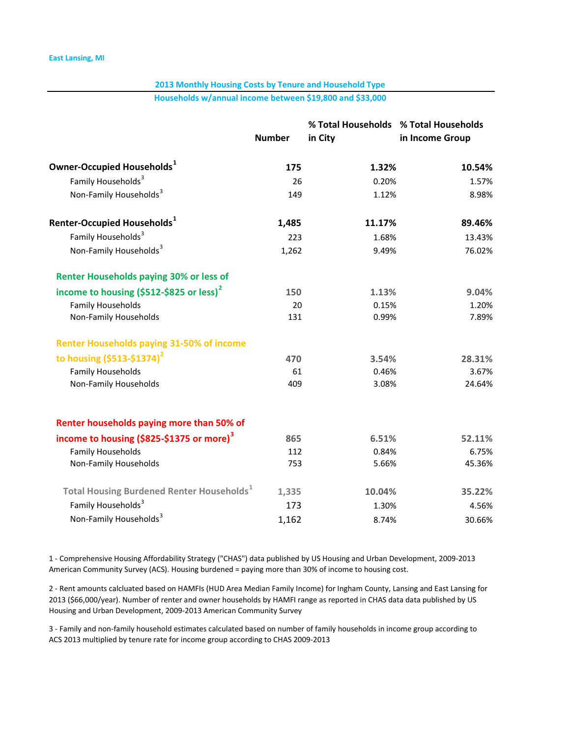East Lansing, MI

## 2013 Monthly Housing Costs by Tenure and Household Type

### Households w/annual income between $19,800 and $33,000

| | Number | % Total Households in City | % Total Households in Income Group |
|---|---|---|---|
| **Owner-Occupied Households[1]** | **175** | **1.32%** | **10.54%** |
| Family Households[3] | 26 | 0.20% | 1.57% |
| Non-Family Households[3] | 149 | 1.12% | 8.98% |
| **Renter-Occupied Households[1]** | **1,485** | **11.17%** | **89.46%** |
| Family Households[3] | 223 | 1.68% | 13.43% |
| Non-Family Households[3] | 1,262 | 9.49% | 76.02% |
| **Renter Households paying 30% or less of income to housing ($512-$825 or less)[2]** | **150** | **1.13%** | **9.04%** |
| Family Households | 20 | 0.15% | 1.20% |
| Non-Family Households | 131 | 0.99% | 7.89% |
| **Renter Households paying 31-50% of income to housing ($513-$1374)[2]** | **470** | **3.54%** | **28.31%** |
| Family Households | 61 | 0.46% | 3.67% |
| Non-Family Households | 409 | 3.08% | 24.64% |
| **Renter households paying more than 50% of income to housing ($825-$1375 or more)[3]** | **865** | **6.51%** | **52.11%** |
| Family Households | 112 | 0.84% | 6.75% |
| Non-Family Households | 753 | 5.66% | 45.36% |
| **Total Housing Burdened Renter Households[1]** | **1,335** | **10.04%** | **35.22%** |
| Family Households[3] | 173 | 1.30% | 4.56% |
| Non-Family Households[3] | 1,162 | 8.74% | 30.66% |

1 - Comprehensive Housing Affordability Strategy ("CHAS") data published by US Housing and Urban Development, 2009-2013 American Community Survey (ACS). Housing burdened = paying more than 30% of income to housing cost.

2 - Rent amounts calcluated based on HAMFIs (HUD Area Median Family Income) for Ingham County, Lansing and East Lansing for 2013 ($66,000/year). Number of renter and owner households by HAMFI range as reported in CHAS data data published by US Housing and Urban Development, 2009-2013 American Community Survey

3 - Family and non-family household estimates calculated based on number of family households in income group according to ACS 2013 multiplied by tenure rate for income group according to CHAS 2009-2013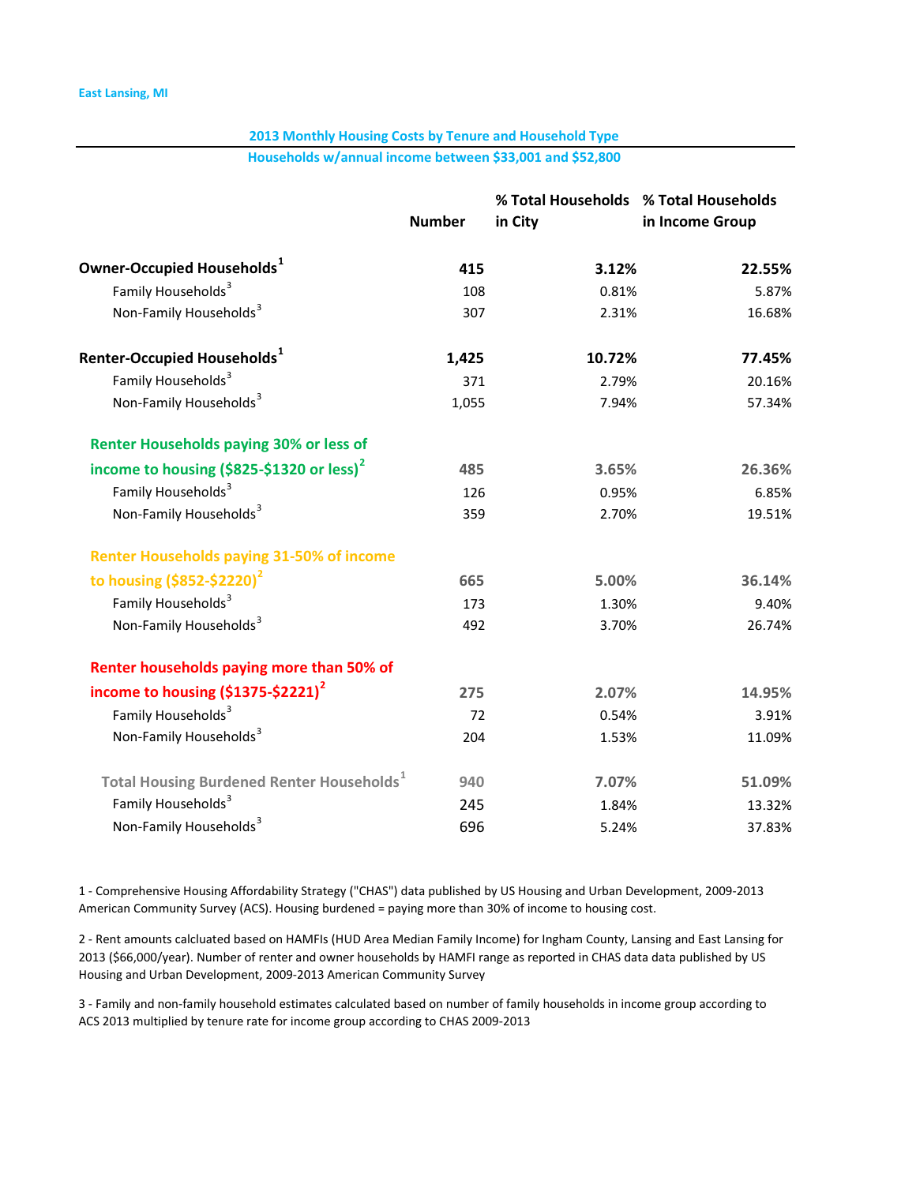East Lansing, MI

## 2013 Monthly Housing Costs by Tenure and Household Type
### Households w/annual income between $33,001 and $52,800

| | Number | % Total Households in City | % Total Households in Income Group |
|---|---|---|---|
| **Owner-Occupied Households[1]** | **415** | **3.12%** | **22.55%** |
| Family Households[3] | 108 | 0.81% | 5.87% |
| Non-Family Households[3] | 307 | 2.31% | 16.68% |
| **Renter-Occupied Households[1]** | **1,425** | **10.72%** | **77.45%** |
| Family Households[3] | 371 | 2.79% | 20.16% |
| Non-Family Households[3] | 1,055 | 7.94% | 57.34% |
| **Renter Households paying 30% or less of income to housing ($825-$1320 or less)[2]** | **485** | **3.65%** | **26.36%** |
| Family Households[3] | 126 | 0.95% | 6.85% |
| Non-Family Households[3] | 359 | 2.70% | 19.51% |
| **Renter Households paying 31-50% of income to housing ($852-$2220)[2]** | **665** | **5.00%** | **36.14%** |
| Family Households[3] | 173 | 1.30% | 9.40% |
| Non-Family Households[3] | 492 | 3.70% | 26.74% |
| **Renter households paying more than 50% of income to housing ($1375-$2221)[2]** | **275** | **2.07%** | **14.95%** |
| Family Households[3] | 72 | 0.54% | 3.91% |
| Non-Family Households[3] | 204 | 1.53% | 11.09% |
| **Total Housing Burdened Renter Households[1]** | **940** | **7.07%** | **51.09%** |
| Family Households[3] | 245 | 1.84% | 13.32% |
| Non-Family Households[3] | 696 | 5.24% | 37.83% |

1 - Comprehensive Housing Affordability Strategy ("CHAS") data published by US Housing and Urban Development, 2009-2013 American Community Survey (ACS). Housing burdened = paying more than 30% of income to housing cost.

2 - Rent amounts calcluated based on HAMFIs (HUD Area Median Family Income) for Ingham County, Lansing and East Lansing for 2013 ($66,000/year). Number of renter and owner households by HAMFI range as reported in CHAS data data published by US Housing and Urban Development, 2009-2013 American Community Survey

3 - Family and non-family household estimates calculated based on number of family households in income group according to ACS 2013 multiplied by tenure rate for income group according to CHAS 2009-2013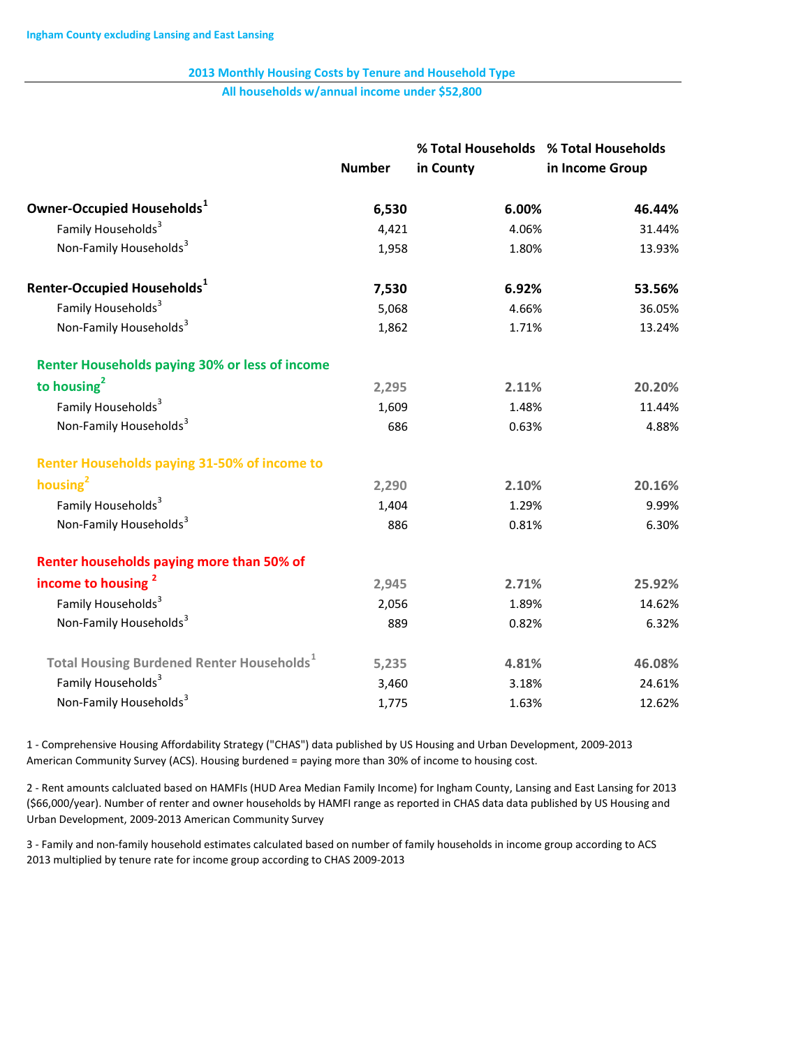Ingham County excluding Lansing and East Lansing

## 2013 Monthly Housing Costs by Tenure and Household Type

### All households w/annual income under $52,800

| | Number | % Total Households in County | % Total Households in Income Group |
|---|---|---|---|
| **Owner-Occupied Households[1]** | **6,530** | **6.00%** | **46.44%** |
| Family Households[3] | 4,421 | 4.06% | 31.44% |
| Non-Family Households[3] | 1,958 | 1.80% | 13.93% |
| **Renter-Occupied Households[1]** | **7,530** | **6.92%** | **53.56%** |
| Family Households[3] | 5,068 | 4.66% | 36.05% |
| Non-Family Households[3] | 1,862 | 1.71% | 13.24% |
| **Renter Households paying 30% or less of income to housing[2]** | **2,295** | **2.11%** | **20.20%** |
| Family Households[3] | 1,609 | 1.48% | 11.44% |
| Non-Family Households[3] | 686 | 0.63% | 4.88% |
| **Renter Households paying 31-50% of income to housing[2]** | **2,290** | **2.10%** | **20.16%** |
| Family Households[3] | 1,404 | 1.29% | 9.99% |
| Non-Family Households[3] | 886 | 0.81% | 6.30% |
| **Renter households paying more than 50% of income to housing[2]** | **2,945** | **2.71%** | **25.92%** |
| Family Households[3] | 2,056 | 1.89% | 14.62% |
| Non-Family Households[3] | 889 | 0.82% | 6.32% |
| **Total Housing Burdened Renter Households[1]** | **5,235** | **4.81%** | **46.08%** |
| Family Households[3] | 3,460 | 3.18% | 24.61% |
| Non-Family Households[3] | 1,775 | 1.63% | 12.62% |

1 - Comprehensive Housing Affordability Strategy ("CHAS") data published by US Housing and Urban Development, 2009-2013 American Community Survey (ACS). Housing burdened = paying more than 30% of income to housing cost.

2 - Rent amounts calcluated based on HAMFIs (HUD Area Median Family Income) for Ingham County, Lansing and East Lansing for 2013 ($66,000/year). Number of renter and owner households by HAMFI range as reported in CHAS data data published by US Housing and Urban Development, 2009-2013 American Community Survey

3 - Family and non-family household estimates calculated based on number of family households in income group according to ACS 2013 multiplied by tenure rate for income group according to CHAS 2009-2013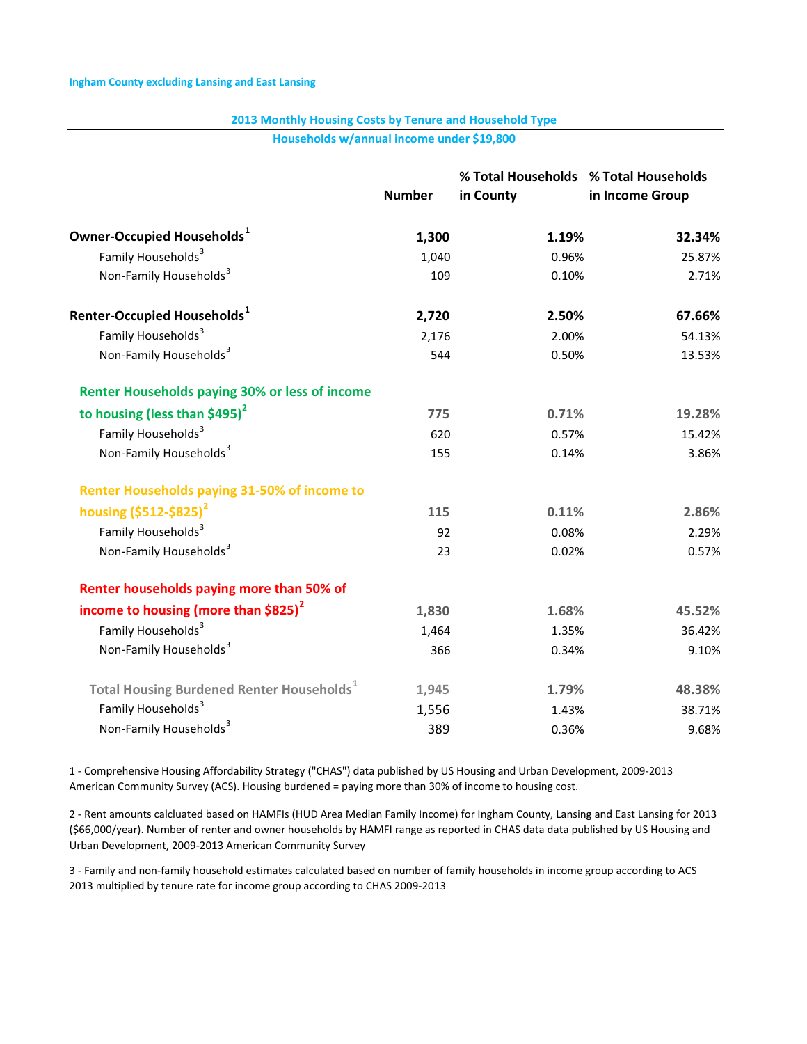Ingham County excluding Lansing and East Lansing

## 2013 Monthly Housing Costs by Tenure and Household Type

### Households w/annual income under $19,800

| | Number | % Total Households in County | % Total Households in Income Group |
|---|---|---|---|
| **Owner-Occupied Households[1]** | **1,300** | **1.19%** | **32.34%** |
| Family Households[3] | 1,040 | 0.96% | 25.87% |
| Non-Family Households[3] | 109 | 0.10% | 2.71% |
| **Renter-Occupied Households[1]** | **2,720** | **2.50%** | **67.66%** |
| Family Households[3] | 2,176 | 2.00% | 54.13% |
| Non-Family Households[3] | 544 | 0.50% | 13.53% |
| **Renter Households paying 30% or less of income to housing (less than $495)[2]** | **775** | **0.71%** | **19.28%** |
| Family Households[3] | 620 | 0.57% | 15.42% |
| Non-Family Households[3] | 155 | 0.14% | 3.86% |
| **Renter Households paying 31-50% of income to housing ($512-$825)[2]** | **115** | **0.11%** | **2.86%** |
| Family Households[3] | 92 | 0.08% | 2.29% |
| Non-Family Households[3] | 23 | 0.02% | 0.57% |
| **Renter households paying more than 50% of income to housing (more than $825)[2]** | **1,830** | **1.68%** | **45.52%** |
| Family Households[3] | 1,464 | 1.35% | 36.42% |
| Non-Family Households[3] | 366 | 0.34% | 9.10% |
| **Total Housing Burdened Renter Households[1]** | **1,945** | **1.79%** | **48.38%** |
| Family Households[3] | 1,556 | 1.43% | 38.71% |
| Non-Family Households[3] | 389 | 0.36% | 9.68% |

1 - Comprehensive Housing Affordability Strategy ("CHAS") data published by US Housing and Urban Development, 2009-2013 American Community Survey (ACS). Housing burdened = paying more than 30% of income to housing cost.

2 - Rent amounts calcluated based on HAMFIs (HUD Area Median Family Income) for Ingham County, Lansing and East Lansing for 2013 ($66,000/year). Number of renter and owner households by HAMFI range as reported in CHAS data data published by US Housing and Urban Development, 2009-2013 American Community Survey

3 - Family and non-family household estimates calculated based on number of family households in income group according to ACS 2013 multiplied by tenure rate for income group according to CHAS 2009-2013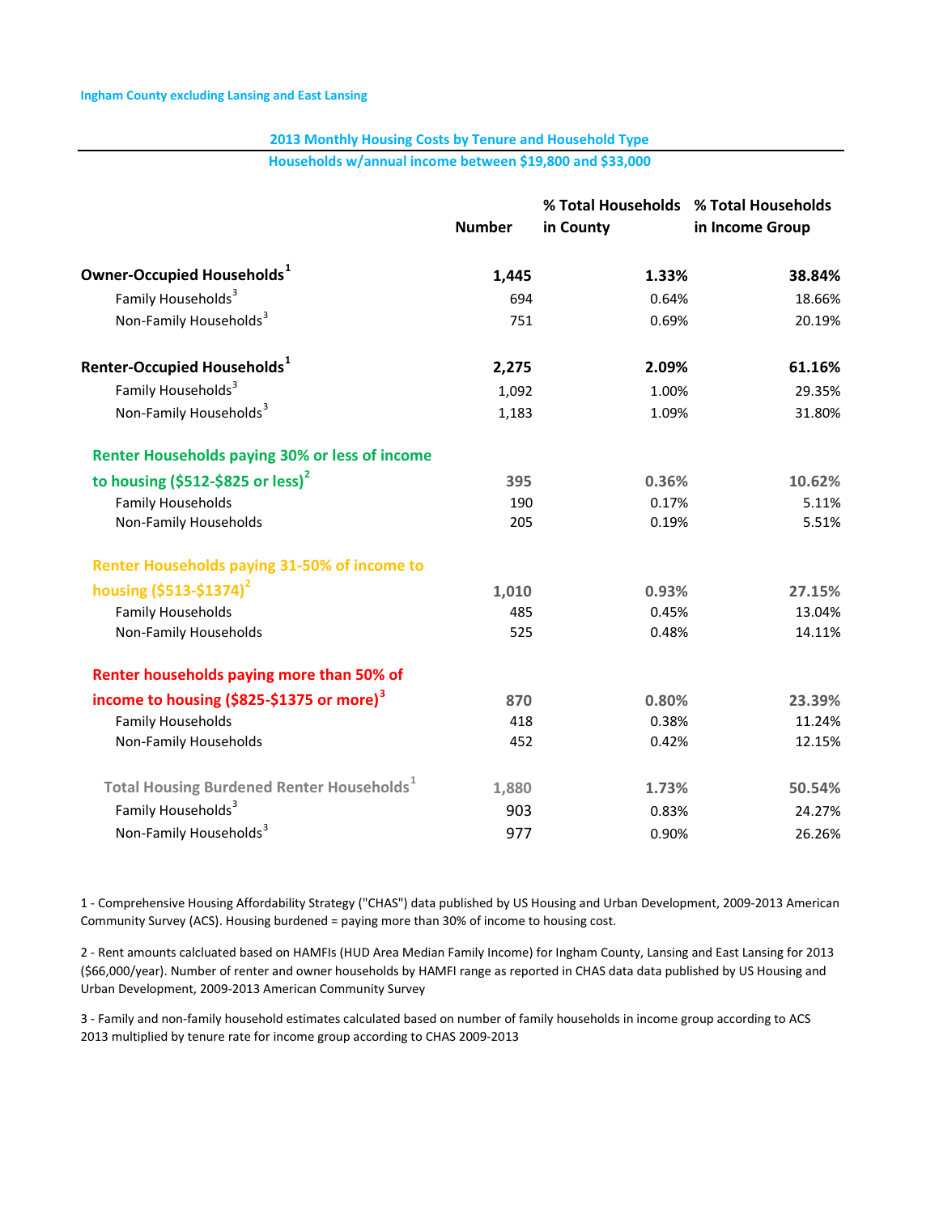Ingham County excluding Lansing and East Lansing

## 2013 Monthly Housing Costs by Tenure and Household Type

### Households w/annual income between $19,800 and $33,000

| | Number | % Total Households in County | % Total Households in Income Group |
|---|---|---|---|
| **Owner-Occupied Households[1]** | **1,445** | **1.33%** | **38.84%** |
| Family Households[3] | 694 | 0.64% | 18.66% |
| Non-Family Households[3] | 751 | 0.69% | 20.19% |
| **Renter-Occupied Households[1]** | **2,275** | **2.09%** | **61.16%** |
| Family Households[3] | 1,092 | 1.00% | 29.35% |
| Non-Family Households[3] | 1,183 | 1.09% | 31.80% |
| **Renter Households paying 30% or less of income to housing ($512-$825 or less)[2]** | **395** | **0.36%** | **10.62%** |
| Family Households | 190 | 0.17% | 5.11% |
| Non-Family Households | 205 | 0.19% | 5.51% |
| **Renter Households paying 31-50% of income to housing ($513-$1374)[2]** | **1,010** | **0.93%** | **27.15%** |
| Family Households | 485 | 0.45% | 13.04% |
| Non-Family Households | 525 | 0.48% | 14.11% |
| **Renter households paying more than 50% of income to housing ($825-$1375 or more)[3]** | **870** | **0.80%** | **23.39%** |
| Family Households | 418 | 0.38% | 11.24% |
| Non-Family Households | 452 | 0.42% | 12.15% |
| **Total Housing Burdened Renter Households[1]** | **1,880** | **1.73%** | **50.54%** |
| Family Households[3] | 903 | 0.83% | 24.27% |
| Non-Family Households[3] | 977 | 0.90% | 26.26% |

1 - Comprehensive Housing Affordability Strategy ("CHAS") data published by US Housing and Urban Development, 2009-2013 American Community Survey (ACS). Housing burdened = paying more than 30% of income to housing cost.

2 - Rent amounts calcluated based on HAMFIs (HUD Area Median Family Income) for Ingham County, Lansing and East Lansing for 2013 ($66,000/year). Number of renter and owner households by HAMFI range as reported in CHAS data data published by US Housing and Urban Development, 2009-2013 American Community Survey

3 - Family and non-family household estimates calculated based on number of family households in income group according to ACS 2013 multiplied by tenure rate for income group according to CHAS 2009-2013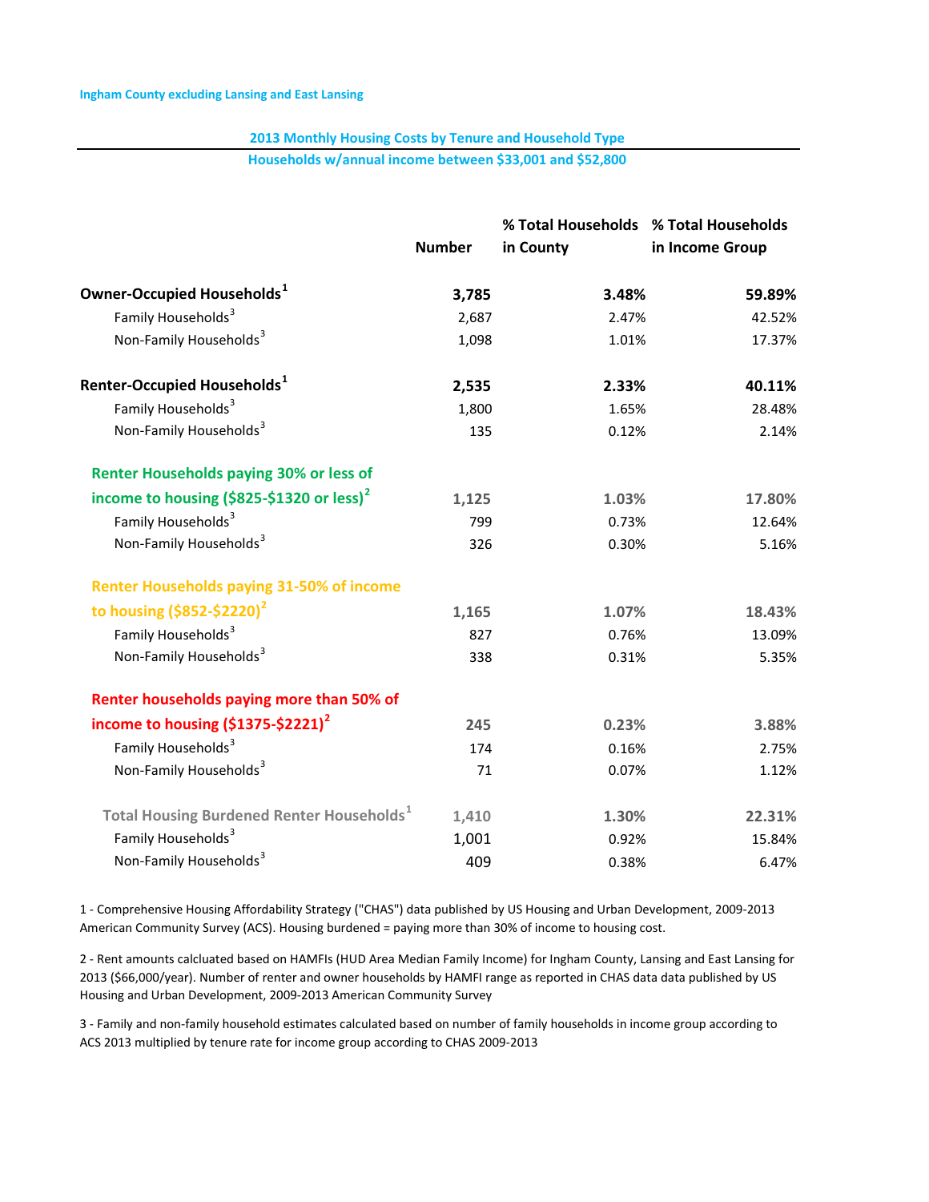Ingham County excluding Lansing and East Lansing

## 2013 Monthly Housing Costs by Tenure and Household Type

### Households w/annual income between $33,001 and $52,800

| | Number | % Total Households in County | % Total Households in Income Group |
|---|---|---|---|
| **Owner-Occupied Households[1]** | **3,785** | **3.48%** | **59.89%** |
| Family Households[3] | 2,687 | 2.47% | 42.52% |
| Non-Family Households[3] | 1,098 | 1.01% | 17.37% |
| **Renter-Occupied Households[1]** | **2,535** | **2.33%** | **40.11%** |
| Family Households[3] | 1,800 | 1.65% | 28.48% |
| Non-Family Households[3] | 135 | 0.12% | 2.14% |
| **Renter Households paying 30% or less of income to housing ($825-$1320 or less)[2]** | **1,125** | **1.03%** | **17.80%** |
| Family Households[3] | 799 | 0.73% | 12.64% |
| Non-Family Households[3] | 326 | 0.30% | 5.16% |
| **Renter Households paying 31-50% of income to housing ($852-$2220)[2]** | **1,165** | **1.07%** | **18.43%** |
| Family Households[3] | 827 | 0.76% | 13.09% |
| Non-Family Households[3] | 338 | 0.31% | 5.35% |
| **Renter households paying more than 50% of income to housing ($1375-$2221)[2]** | **245** | **0.23%** | **3.88%** |
| Family Households[3] | 174 | 0.16% | 2.75% |
| Non-Family Households[3] | 71 | 0.07% | 1.12% |
| **Total Housing Burdened Renter Households[1]** | **1,410** | **1.30%** | **22.31%** |
| Family Households[3] | 1,001 | 0.92% | 15.84% |
| Non-Family Households[3] | 409 | 0.38% | 6.47% |

1 - Comprehensive Housing Affordability Strategy ("CHAS") data published by US Housing and Urban Development, 2009-2013 American Community Survey (ACS). Housing burdened = paying more than 30% of income to housing cost.

2 - Rent amounts calcluated based on HAMFIs (HUD Area Median Family Income) for Ingham County, Lansing and East Lansing for 2013 ($66,000/year). Number of renter and owner households by HAMFI range as reported in CHAS data data published by US Housing and Urban Development, 2009-2013 American Community Survey

3 - Family and non-family household estimates calculated based on number of family households in income group according to ACS 2013 multiplied by tenure rate for income group according to CHAS 2009-2013